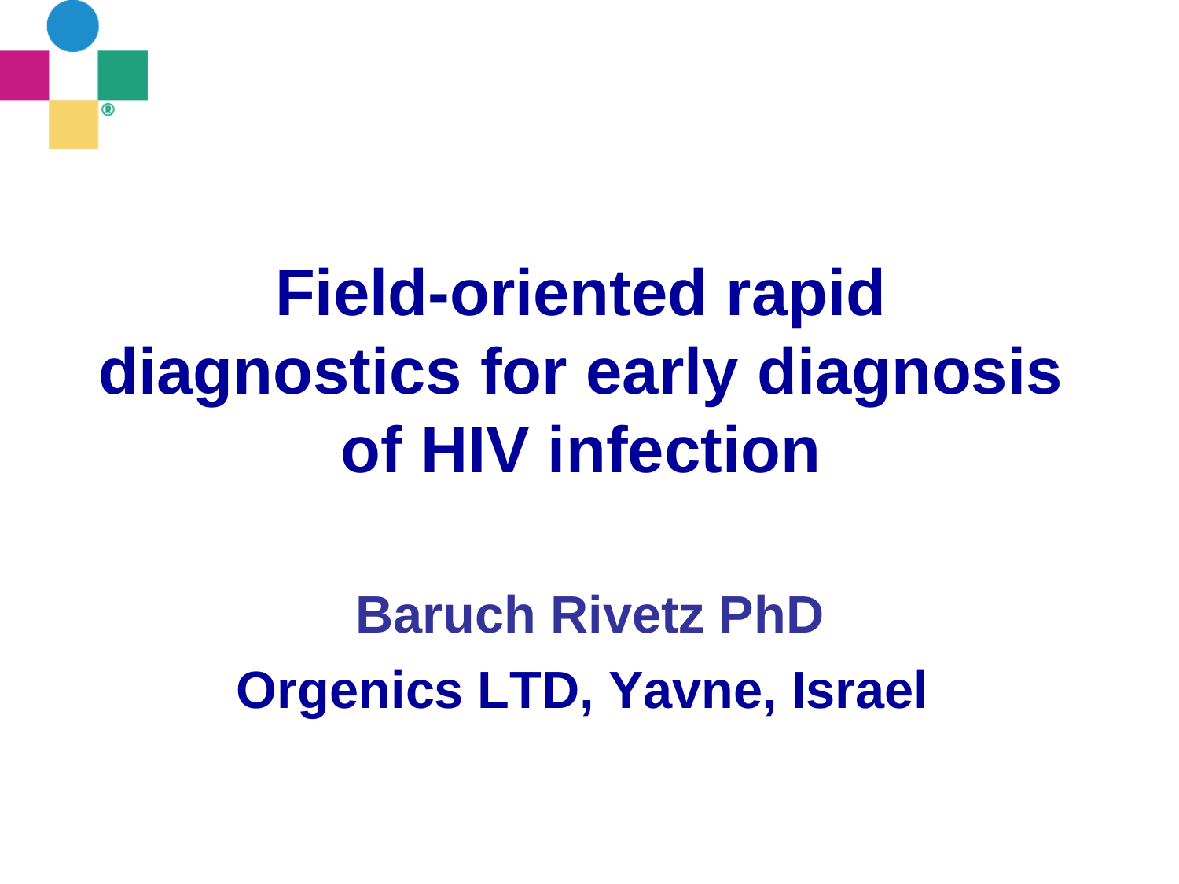# Field-oriented rapid diagnostics for early diagnosis of HIV infection

**Baruch Rivetz PhD**

**Orgenics LTD, Yavne, Israel**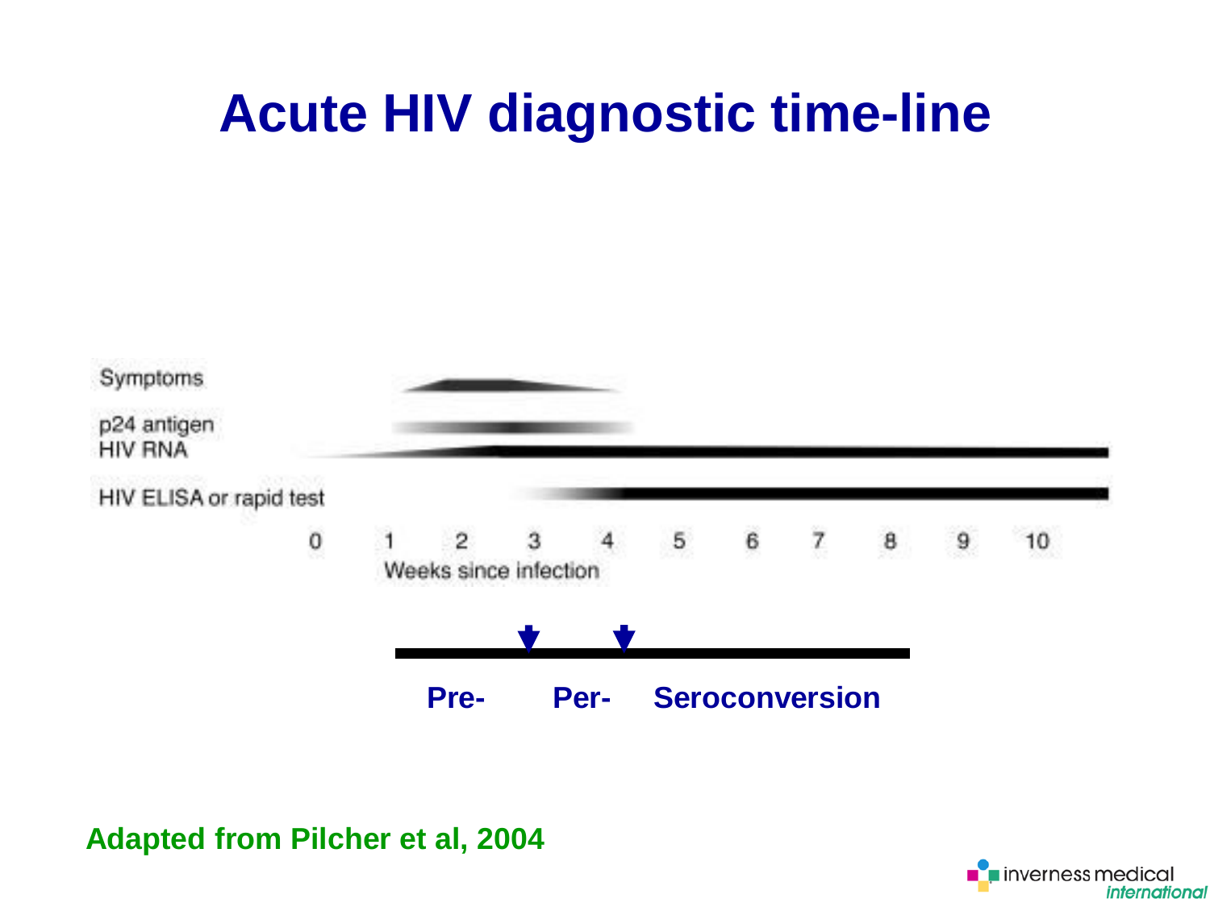# Acute HIV diagnostic time-line

Symptoms

p24 antigen

HIV RNA

HIV ELISA or rapid test

0 1 2 3 4 5 6 7 8 9 10

Weeks since infection

**Pre- Per- Seroconversion**

**Adapted from Pilcher et al, 2004**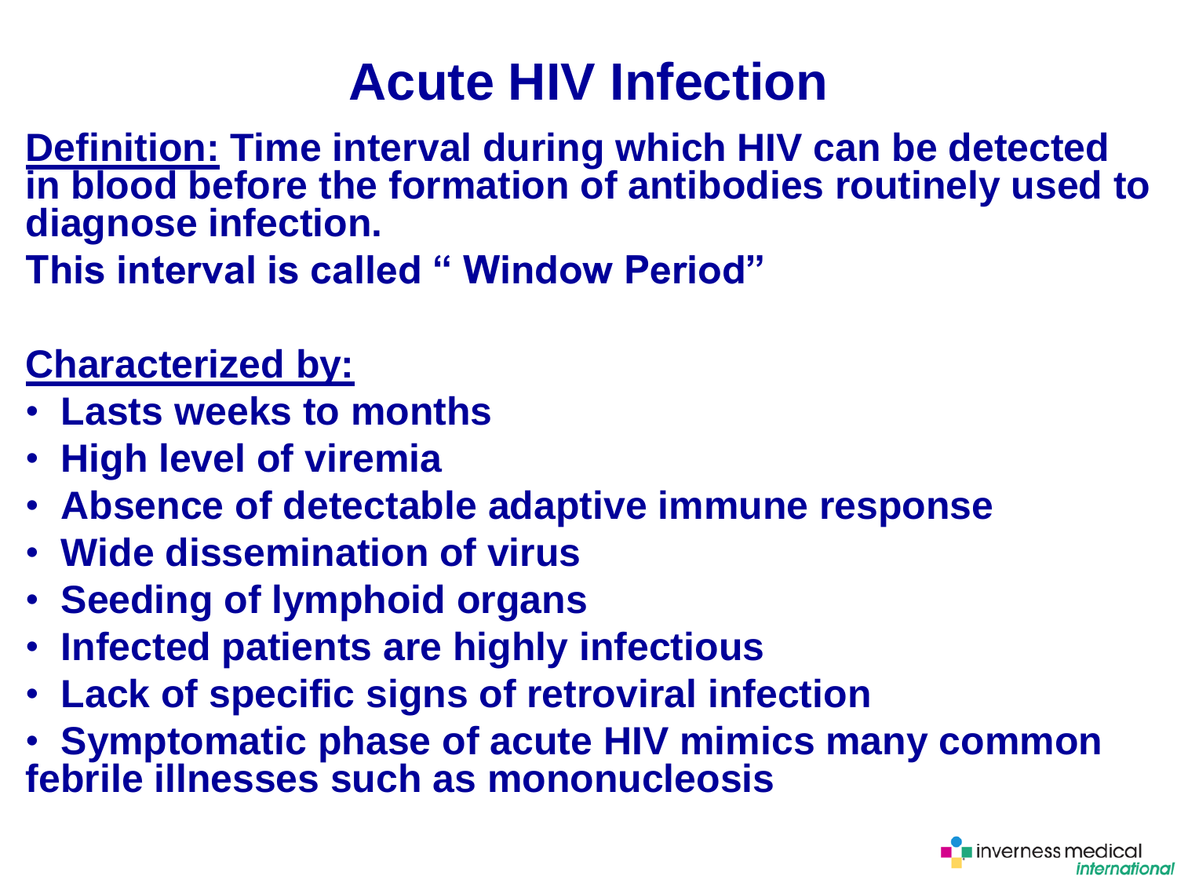# Acute HIV Infection

**<u>Definition:</u> Time interval during which HIV can be detected in blood before the formation of antibodies routinely used to diagnose infection.**

**This interval is called " Window Period"**

**<u>Characterized by:</u>**

- **Lasts weeks to months**
- **High level of viremia**
- **Absence of detectable adaptive immune response**
- **Wide dissemination of virus**
- **Seeding of lymphoid organs**
- **Infected patients are highly infectious**
- **Lack of specific signs of retroviral infection**
- **Symptomatic phase of acute HIV mimics many common febrile illnesses such as mononucleosis**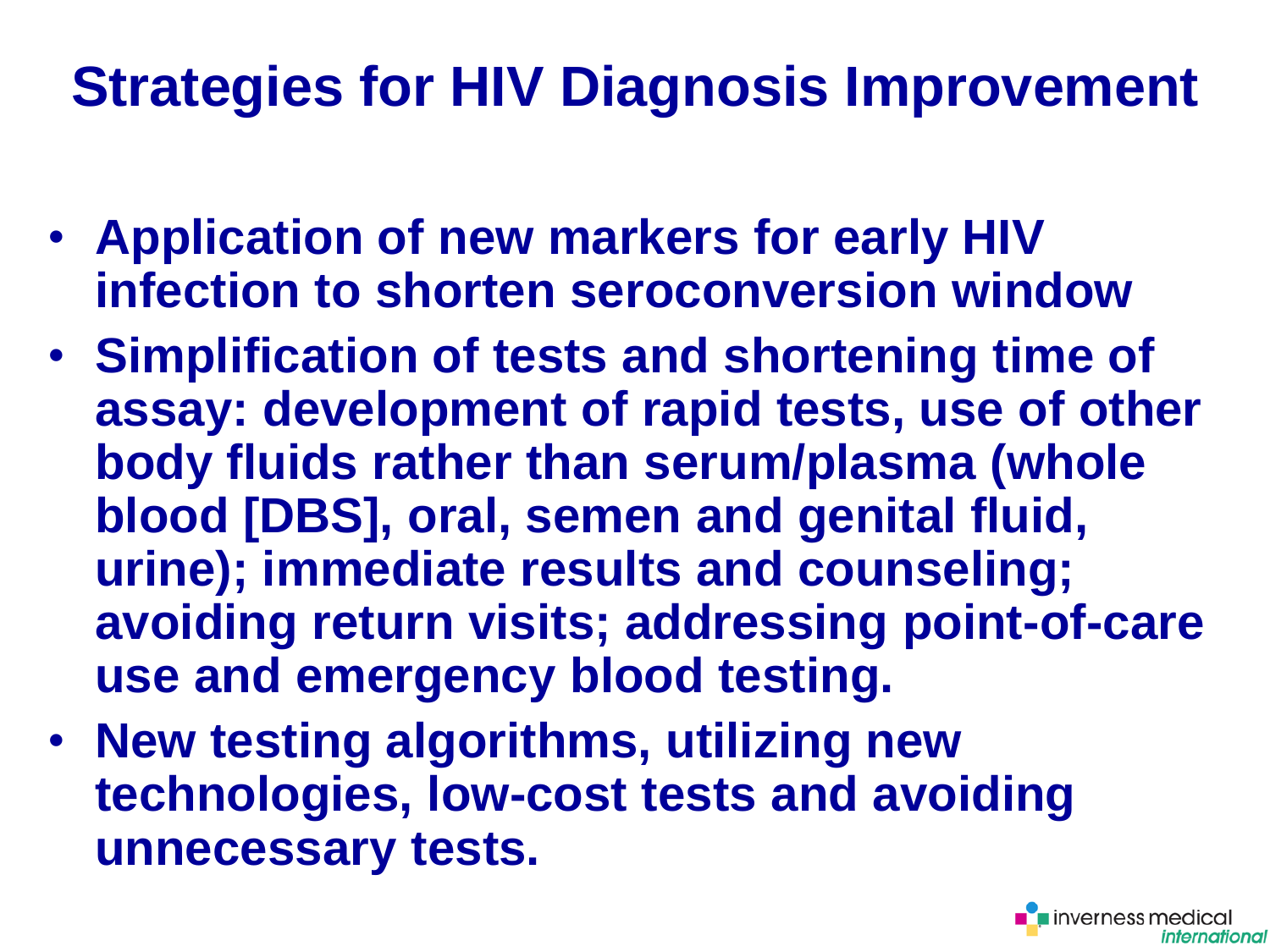# Strategies for HIV Diagnosis Improvement

- **Application of new markers for early HIV infection to shorten seroconversion window**
- **Simplification of tests and shortening time of assay: development of rapid tests, use of other body fluids rather than serum/plasma (whole blood [DBS], oral, semen and genital fluid, urine); immediate results and counseling; avoiding return visits; addressing point-of-care use and emergency blood testing.**
- **New testing algorithms, utilizing new technologies, low-cost tests and avoiding unnecessary tests.**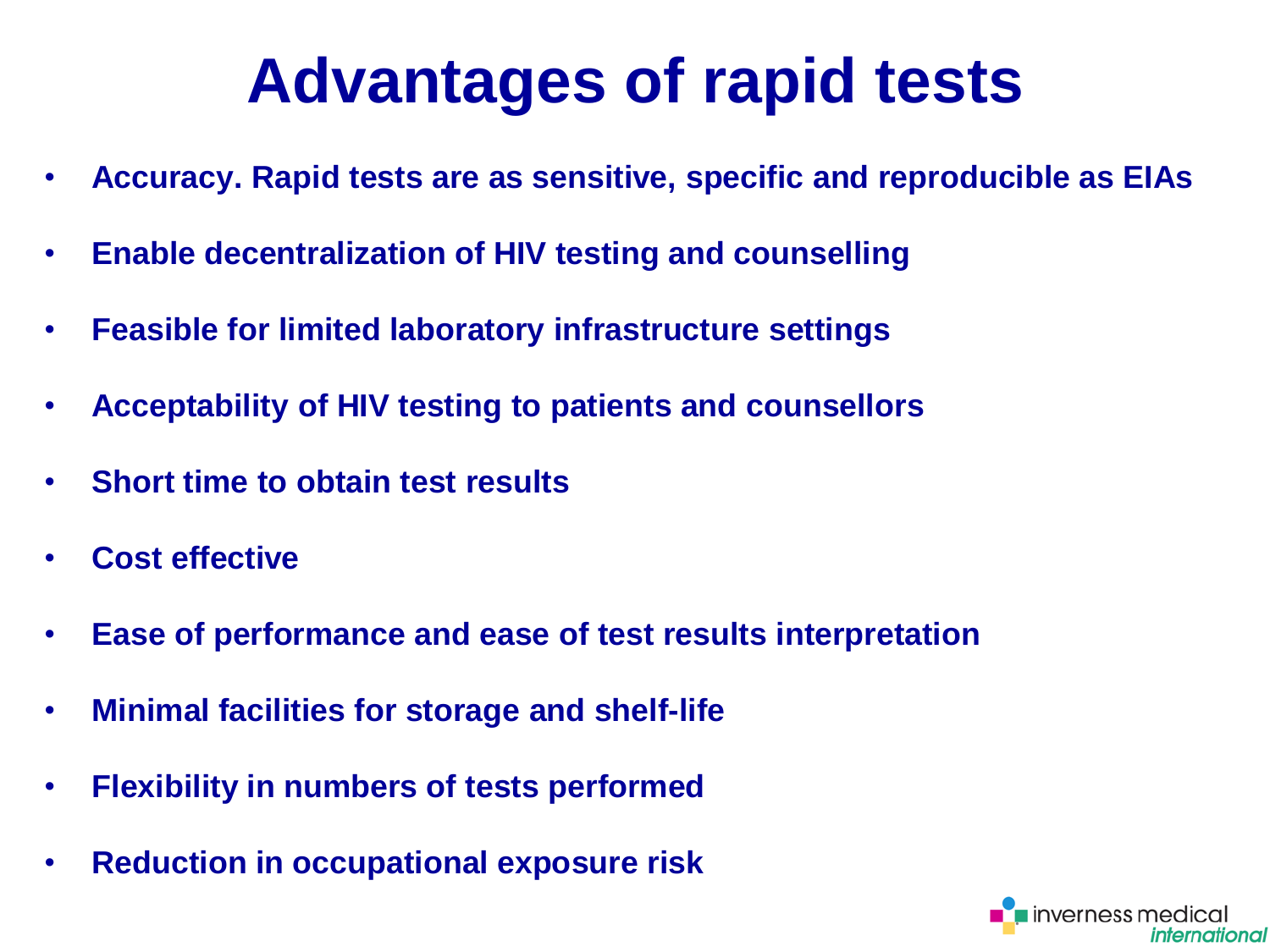# Advantages of rapid tests

- **Accuracy. Rapid tests are as sensitive, specific and reproducible as EIAs**
- **Enable decentralization of HIV testing and counselling**
- **Feasible for limited laboratory infrastructure settings**
- **Acceptability of HIV testing to patients and counsellors**
- **Short time to obtain test results**
- **Cost effective**
- **Ease of performance and ease of test results interpretation**
- **Minimal facilities for storage and shelf-life**
- **Flexibility in numbers of tests performed**
- **Reduction in occupational exposure risk**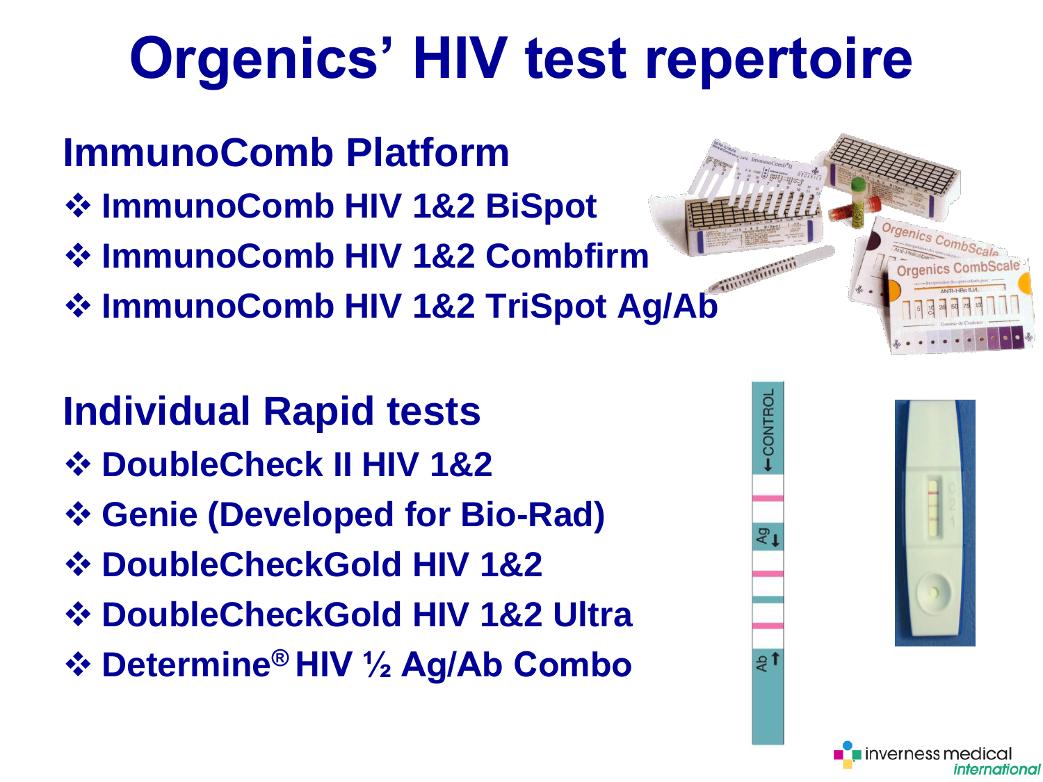# Orgenics' HIV test repertoire

## ImmunoComb Platform

- ImmunoComb HIV 1&2 BiSpot
- ImmunoComb HIV 1&2 Combfirm
- ImmunoComb HIV 1&2 TriSpot Ag/Ab

## Individual Rapid tests

- DoubleCheck II HIV 1&2
- Genie (Developed for Bio-Rad)
- DoubleCheckGold HIV 1&2
- DoubleCheckGold HIV 1&2 Ultra
- Determine® HIV ½ Ag/Ab Combo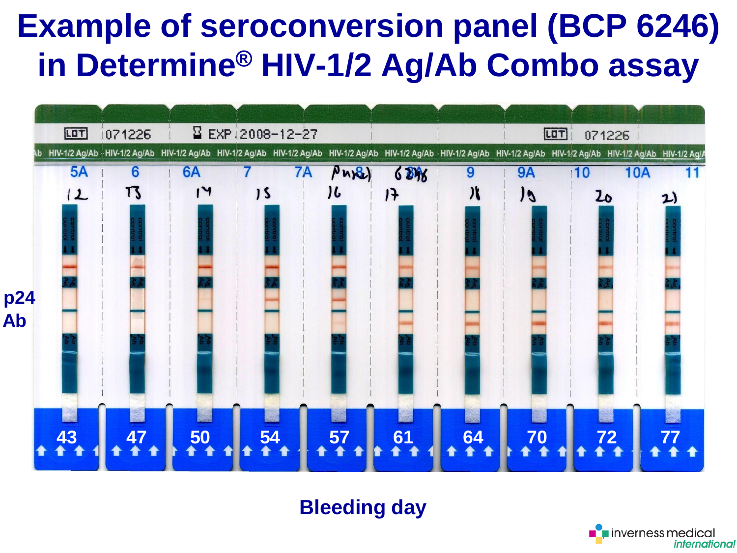# Example of seroconversion panel (BCP 6246) in Determine® HIV-1/2 Ag/Ab Combo assay

LOT 071226 EXP 2008-12-27 LOT 071226

| 5A | 6 | 6A | 7 | 7A | 8 | 8A | 9 | 9A | 10 | 10A | 11 |
|---|---|---|---|---|---|---|---|---|---|---|---|

p24

Ab

| 43 | 47 | 50 | 54 | 57 | 61 | 64 | 70 | 72 | 77 |
|---|---|---|---|---|---|---|---|---|---|

Bleeding day

inverness medical international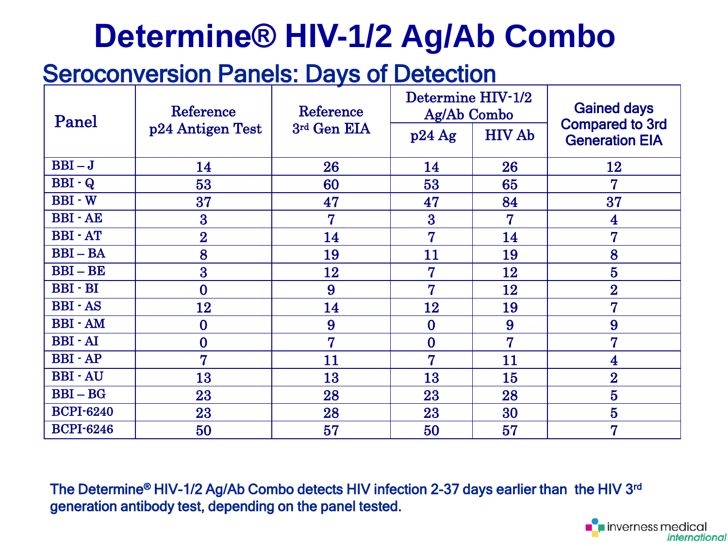# Determine® HIV-1/2 Ag/Ab Combo

## Seroconversion Panels: Days of Detection

| Panel | Reference p24 Antigen Test | Reference 3rd Gen EIA | Determine HIV-1/2 Ag/Ab Combo | | Gained days Compared to 3rd Generation EIA |
|---|---|---|---|---|---|
| | | | p24 Ag | HIV Ab | |
| BBI – J | 14 | 26 | 14 | 26 | 12 |
| BBI - Q | 53 | 60 | 53 | 65 | 7 |
| BBI - W | 37 | 47 | 47 | 84 | 37 |
| BBI - AE | 3 | 7 | 3 | 7 | 4 |
| BBI - AT | 2 | 14 | 7 | 14 | 7 |
| BBI – BA | 8 | 19 | 11 | 19 | 8 |
| BBI – BE | 3 | 12 | 7 | 12 | 5 |
| BBI - BI | 0 | 9 | 7 | 12 | 2 |
| BBI - AS | 12 | 14 | 12 | 19 | 7 |
| BBI - AM | 0 | 9 | 0 | 9 | 9 |
| BBI - AI | 0 | 7 | 0 | 7 | 7 |
| BBI - AP | 7 | 11 | 7 | 11 | 4 |
| BBI - AU | 13 | 13 | 13 | 15 | 2 |
| BBI – BG | 23 | 28 | 23 | 28 | 5 |
| BCPI-6240 | 23 | 28 | 23 | 30 | 5 |
| BCPI-6246 | 50 | 57 | 50 | 57 | 7 |

The Determine® HIV-1/2 Ag/Ab Combo detects HIV infection 2-37 days earlier than the HIV 3rd generation antibody test, depending on the panel tested.

inverness medical international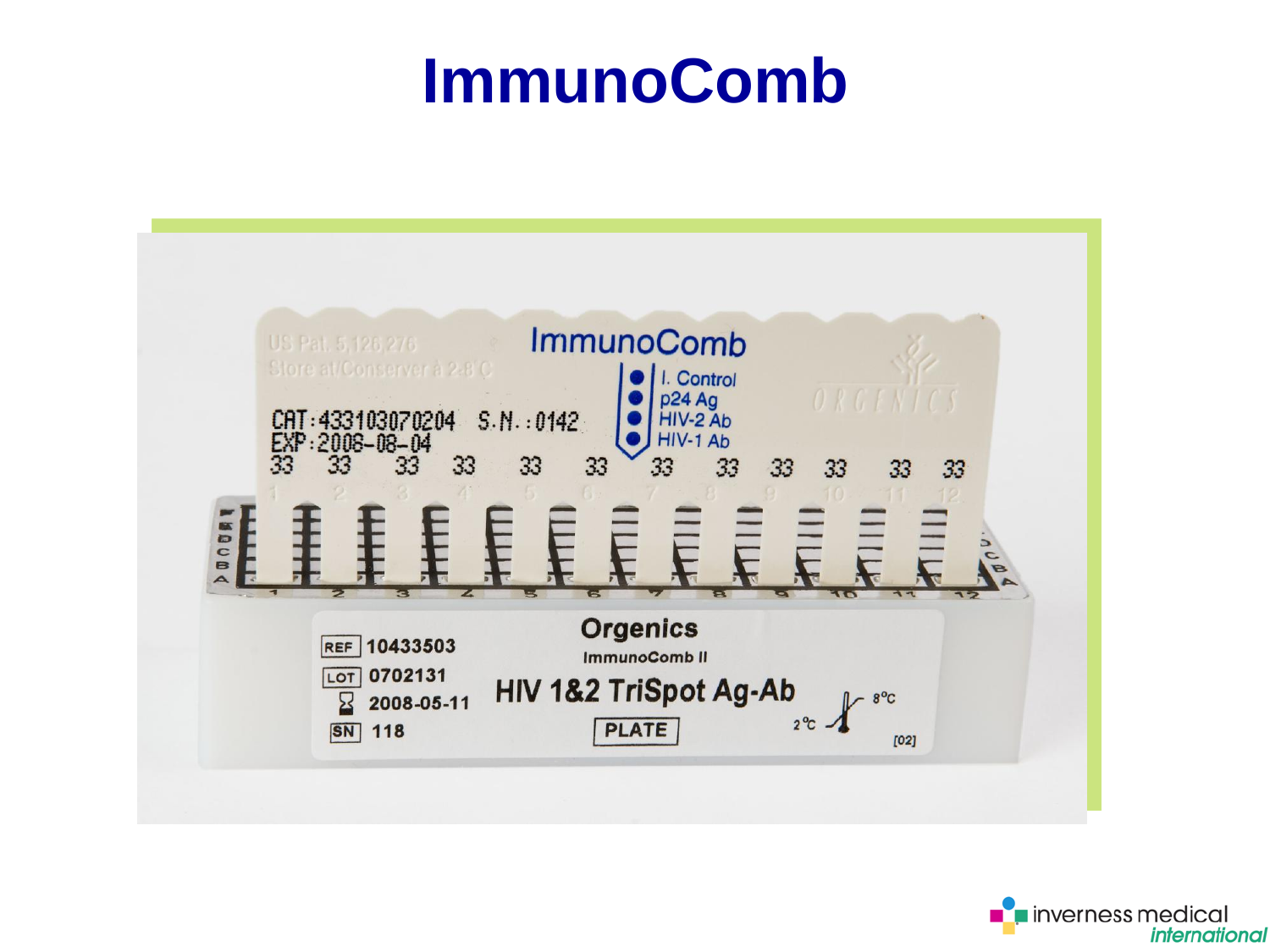# ImmunoComb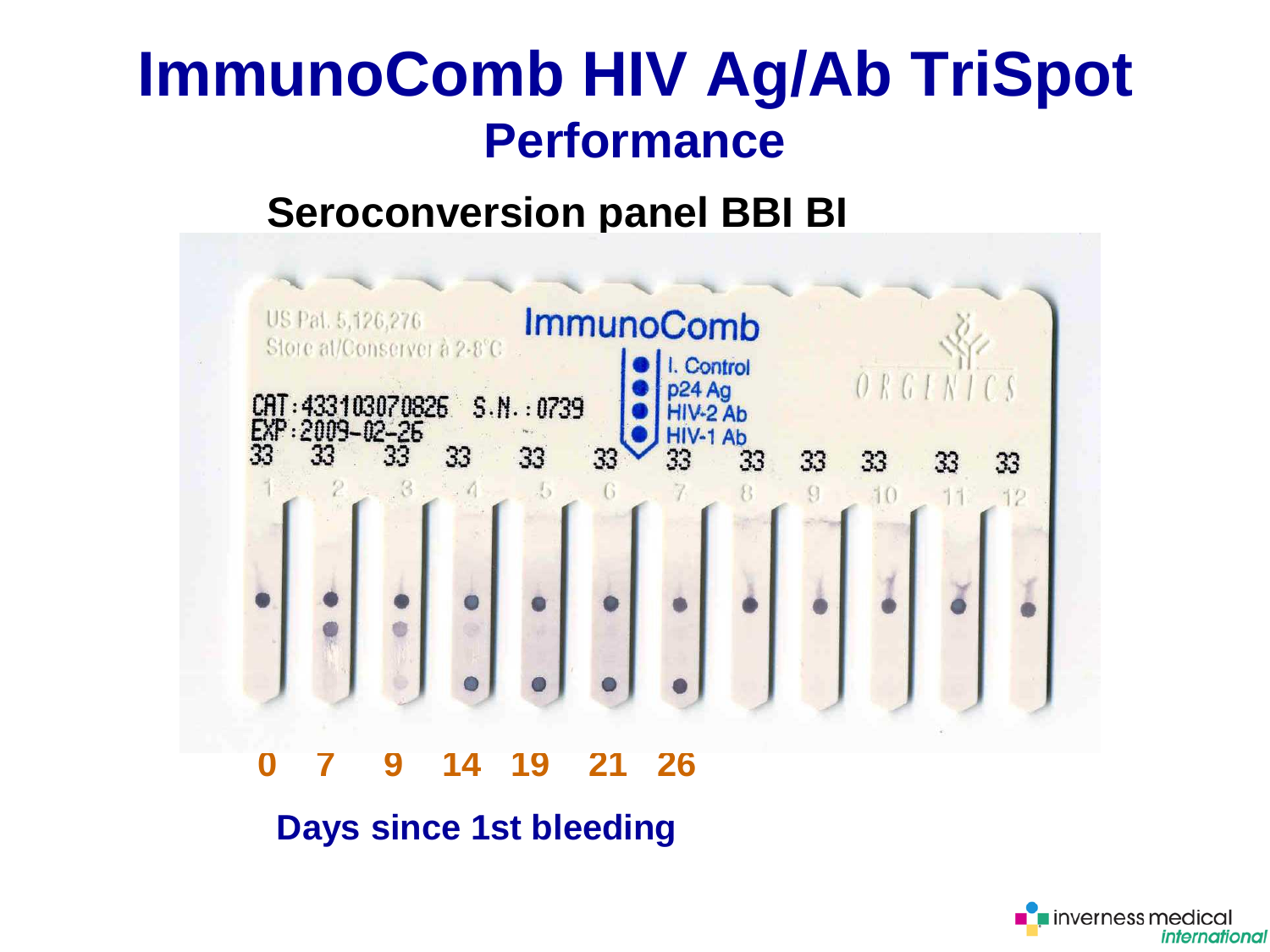# ImmunoComb HIV Ag/Ab TriSpot

## Performance

### Seroconversion panel BBI BI

US Pat. 5,126,276
Store at/Conserver à 2-8°C

ImmunoComb

- I. Control
- p24 Ag
- HIV-2 Ab
- HIV-1 Ab

ORGENICS

CAT:433103070826 S.N.:0739
EXP:2009-02-25

33 33 33 33 33 33 33 33 33 33 33 33

1 2 3 4 5 6 7 8 9 10 11 12

0 7 9 14 19 21 26

**Days since 1st bleeding**

inverness medical *international*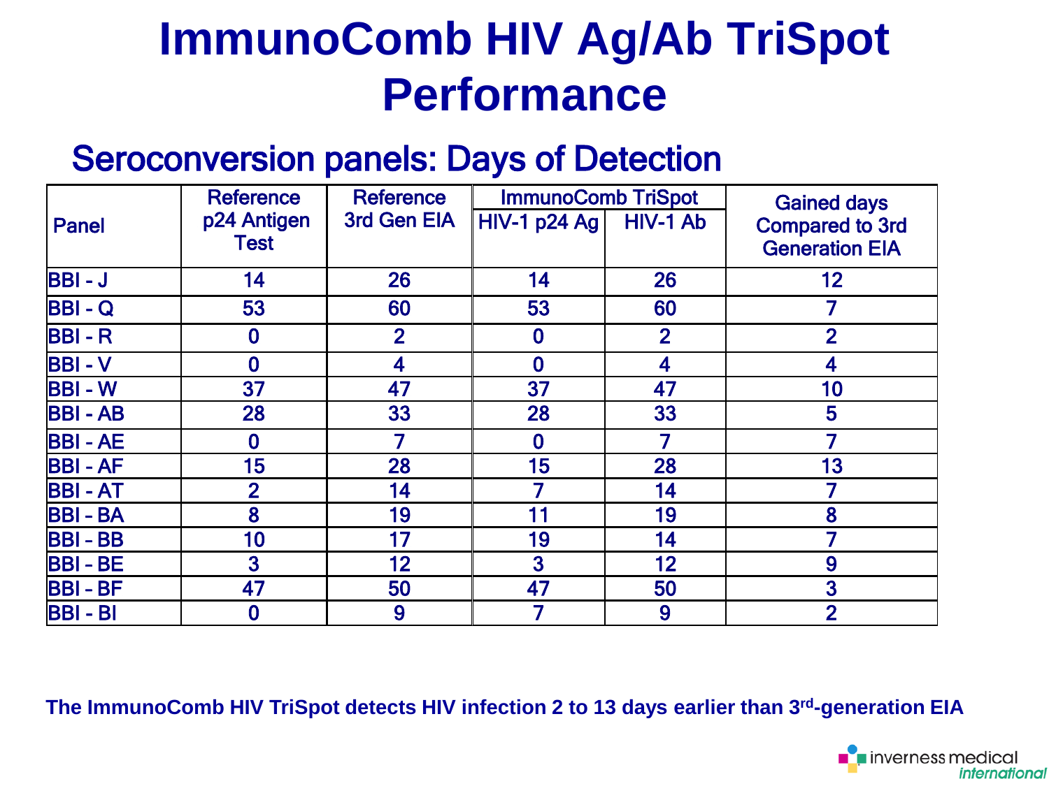# ImmunoComb HIV Ag/Ab TriSpot Performance

## Seroconversion panels: Days of Detection

| Panel | Reference p24 Antigen Test | Reference 3rd Gen EIA | ImmunoComb TriSpot | | Gained days Compared to 3rd Generation EIA |
|---|---|---|---|---|---|
| | | | HIV-1 p24 Ag | HIV-1 Ab | |
| BBI - J | 14 | 26 | 14 | 26 | 12 |
| BBI - Q | 53 | 60 | 53 | 60 | 7 |
| BBI - R | 0 | 2 | 0 | 2 | 2 |
| BBI - V | 0 | 4 | 0 | 4 | 4 |
| BBI - W | 37 | 47 | 37 | 47 | 10 |
| BBI - AB | 28 | 33 | 28 | 33 | 5 |
| BBI - AE | 0 | 7 | 0 | 7 | 7 |
| BBI - AF | 15 | 28 | 15 | 28 | 13 |
| BBI - AT | 2 | 14 | 7 | 14 | 7 |
| BBI - BA | 8 | 19 | 11 | 19 | 8 |
| BBI - BB | 10 | 17 | 19 | 14 | 7 |
| BBI - BE | 3 | 12 | 3 | 12 | 9 |
| BBI - BF | 47 | 50 | 47 | 50 | 3 |
| BBI - BI | 0 | 9 | 7 | 9 | 2 |

**The ImmunoComb HIV TriSpot detects HIV infection 2 to 13 days earlier than 3rd-generation EIA**

inverness medical international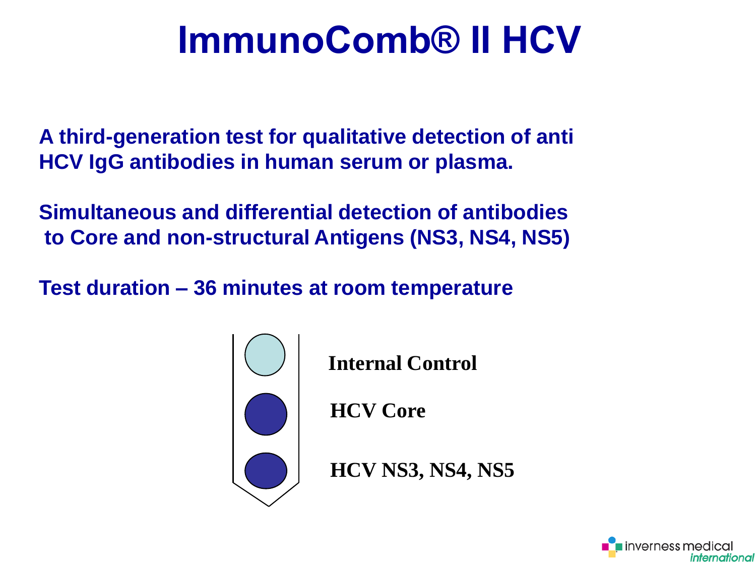# ImmunoComb® II HCV

**A third-generation test for qualitative detection of anti HCV IgG antibodies in human serum or plasma.**

**Simultaneous and differential detection of antibodies to Core and non-structural Antigens (NS3, NS4, NS5)**

**Test duration – 36 minutes at room temperature**

**Internal Control**

**HCV Core**

**HCV NS3, NS4, NS5**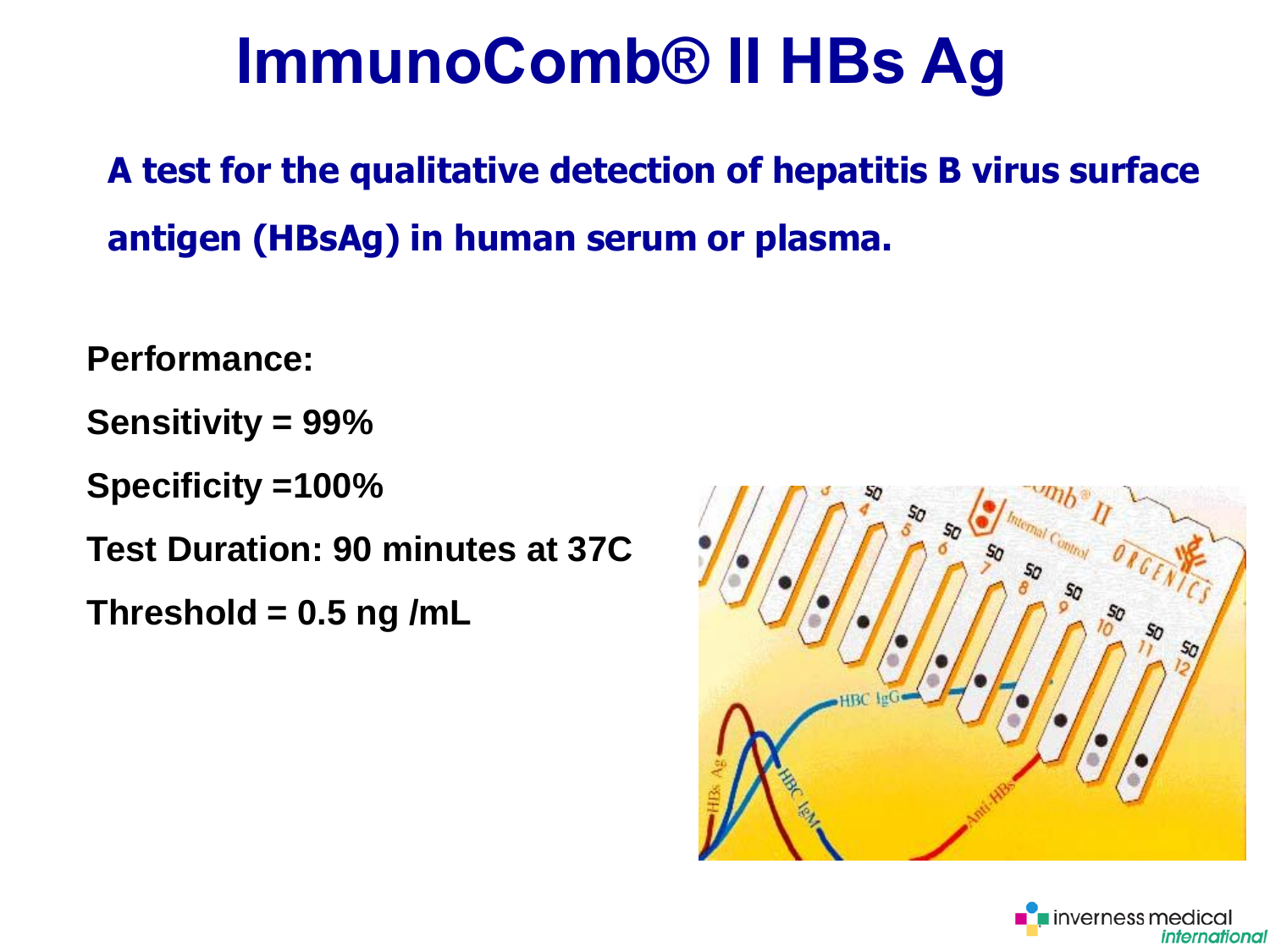# ImmunoComb® II HBs Ag

**A test for the qualitative detection of hepatitis B virus surface antigen (HBsAg) in human serum or plasma.**

**Performance:**

**Sensitivity = 99%**

**Specificity =100%**

**Test Duration: 90 minutes at 37C**

**Threshold = 0.5 ng /mL**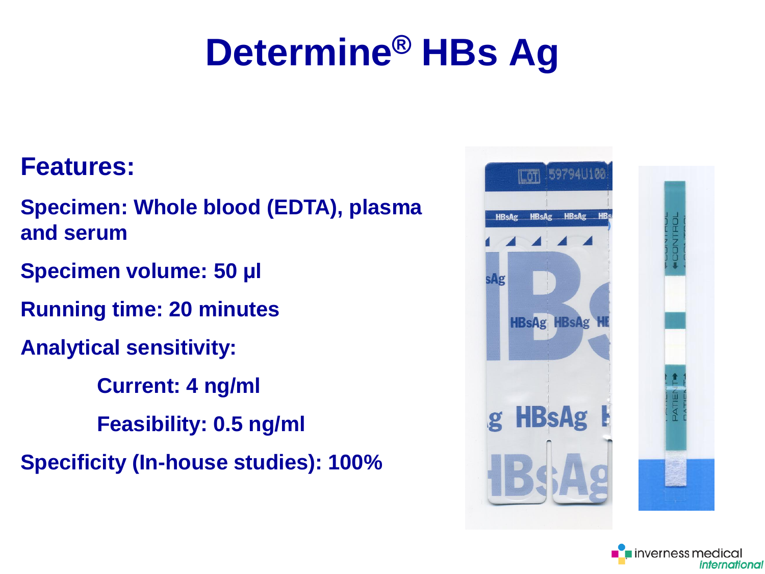# Determine® HBs Ag

## Features:

**Specimen: Whole blood (EDTA), plasma and serum**

**Specimen volume: 50 µl**

**Running time: 20 minutes**

**Analytical sensitivity:**

- **Current: 4 ng/ml**
- **Feasibility: 0.5 ng/ml**

**Specificity (In-house studies): 100%**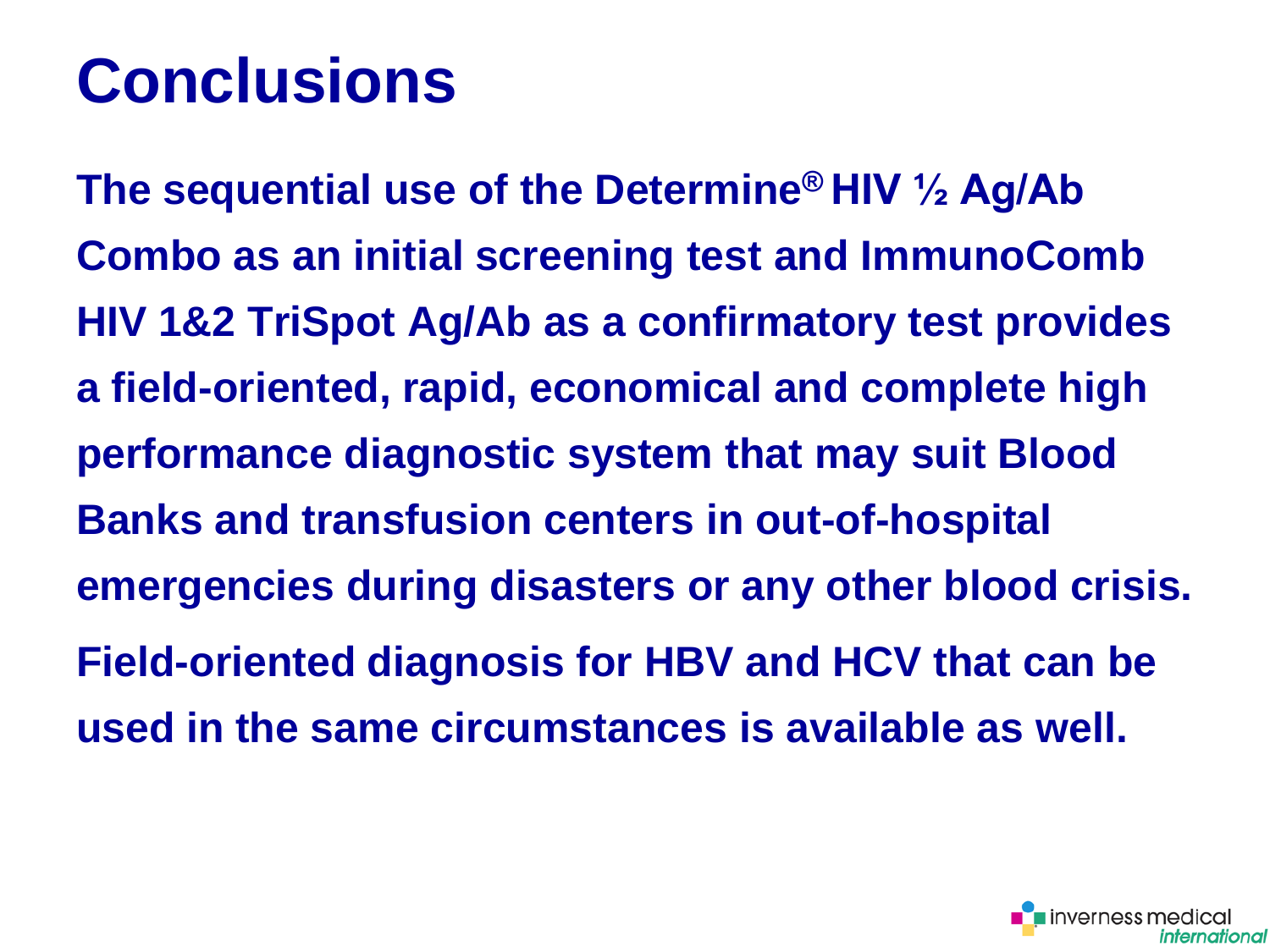# Conclusions

**The sequential use of the Determine® HIV ½ Ag/Ab Combo as an initial screening test and ImmunoComb HIV 1&2 TriSpot Ag/Ab as a confirmatory test provides a field-oriented, rapid, economical and complete high performance diagnostic system that may suit Blood Banks and transfusion centers in out-of-hospital emergencies during disasters or any other blood crisis.**

**Field-oriented diagnosis for HBV and HCV that can be used in the same circumstances is available as well.**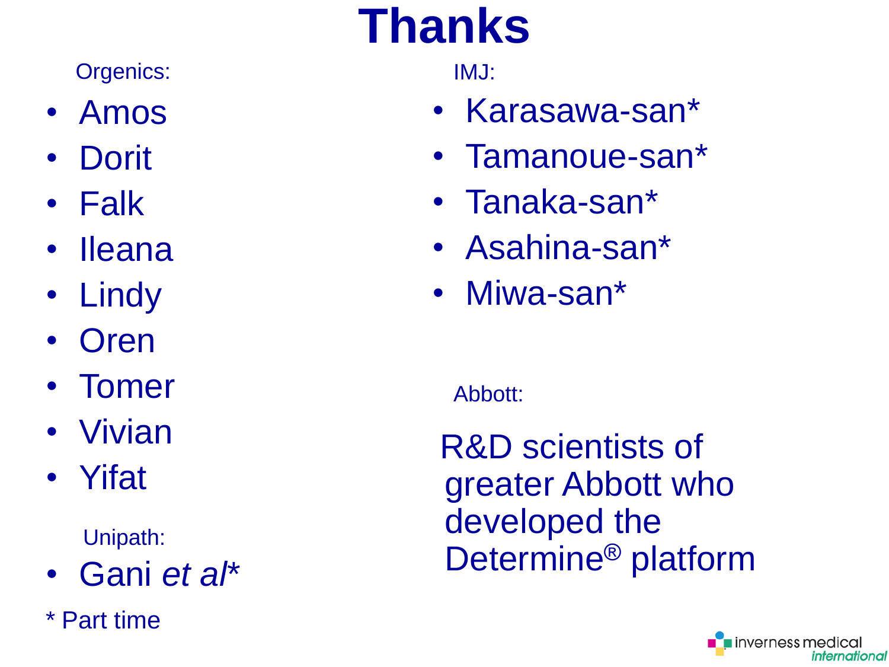# Thanks

Orgenics:

- Amos
- Dorit
- Falk
- Ileana
- Lindy
- Oren
- Tomer
- Vivian
- Yifat

Unipath:

- Gani *et al**

\* Part time

IMJ:

- Karasawa-san*
- Tamanoue-san*
- Tanaka-san*
- Asahina-san*
- Miwa-san*

Abbott:

R&D scientists of greater Abbott who developed the Determine® platform

inverness medical *international*